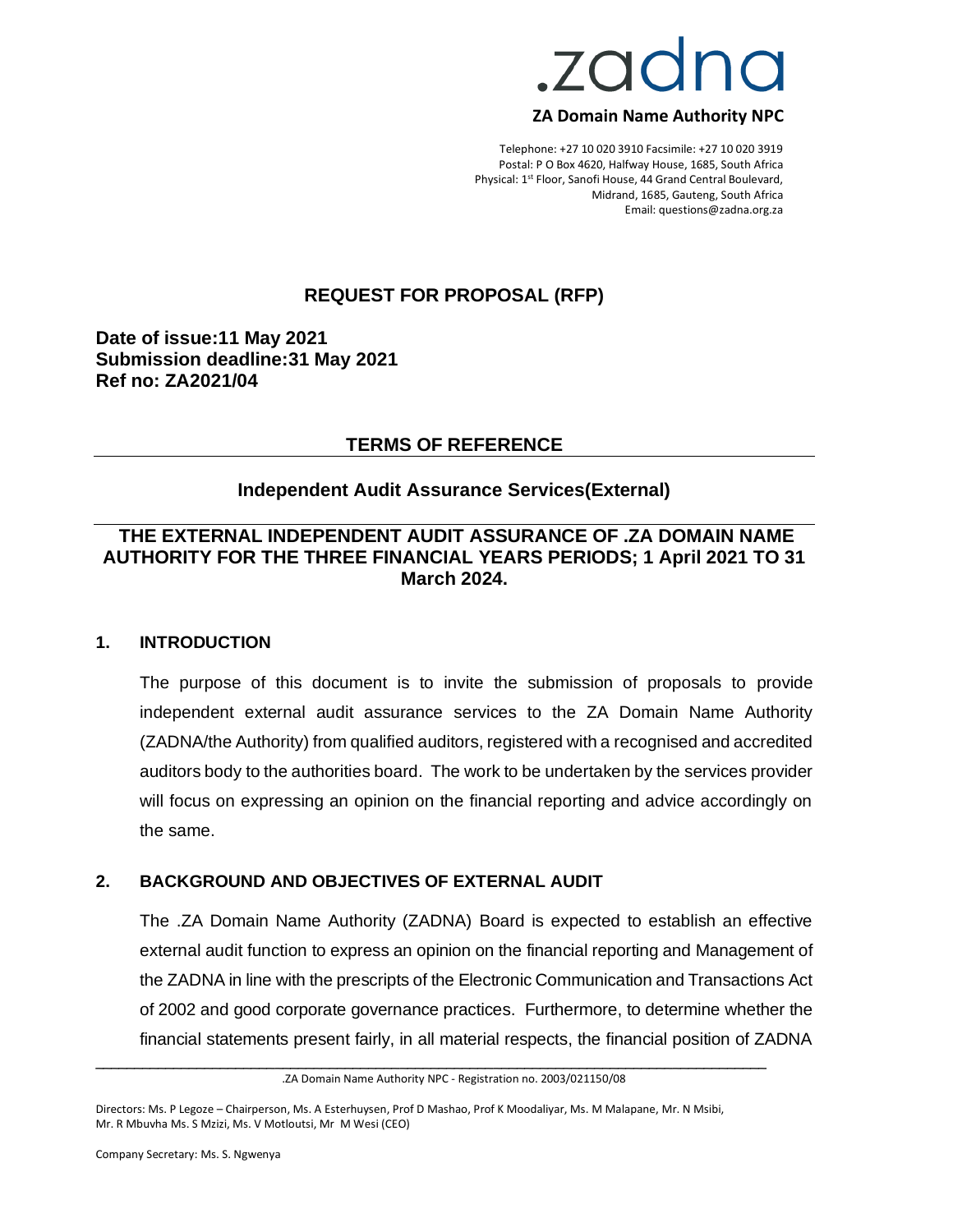# .zadna

**ZA Domain Name Authority NPC**

Telephone: +27 10 020 3910 Facsimile: +27 10 020 3919
Postal: P O Box 4620, Halfway House, 1685, South Africa
Physical: 1st Floor, Sanofi House, 44 Grand Central Boulevard, Midrand, 1685, Gauteng, South Africa
Email: questions@zadna.org.za

## REQUEST FOR PROPOSAL (RFP)

**Date of issue:11 May 2021**
**Submission deadline:31 May 2021**
**Ref no: ZA2021/04**

## TERMS OF REFERENCE

### Independent Audit Assurance Services(External)

### THE EXTERNAL INDEPENDENT AUDIT ASSURANCE OF .ZA DOMAIN NAME AUTHORITY FOR THE THREE FINANCIAL YEARS PERIODS; 1 April 2021 TO 31 March 2024.

## 1. INTRODUCTION

The purpose of this document is to invite the submission of proposals to provide independent external audit assurance services to the ZA Domain Name Authority (ZADNA/the Authority) from qualified auditors, registered with a recognised and accredited auditors body to the authorities board. The work to be undertaken by the services provider will focus on expressing an opinion on the financial reporting and advice accordingly on the same.

## 2. BACKGROUND AND OBJECTIVES OF EXTERNAL AUDIT

The .ZA Domain Name Authority (ZADNA) Board is expected to establish an effective external audit function to express an opinion on the financial reporting and Management of the ZADNA in line with the prescripts of the Electronic Communication and Transactions Act of 2002 and good corporate governance practices. Furthermore, to determine whether the financial statements present fairly, in all material respects, the financial position of ZADNA

.ZA Domain Name Authority NPC - Registration no. 2003/021150/08

Directors: Ms. P Legoze – Chairperson, Ms. A Esterhuysen, Prof D Mashao, Prof K Moodaliyar, Ms. M Malapane, Mr. N Msibi, Mr. R Mbuvha Ms. S Mzizi, Ms. V Motloutsi, Mr M Wesi (CEO)

Company Secretary: Ms. S. Ngwenya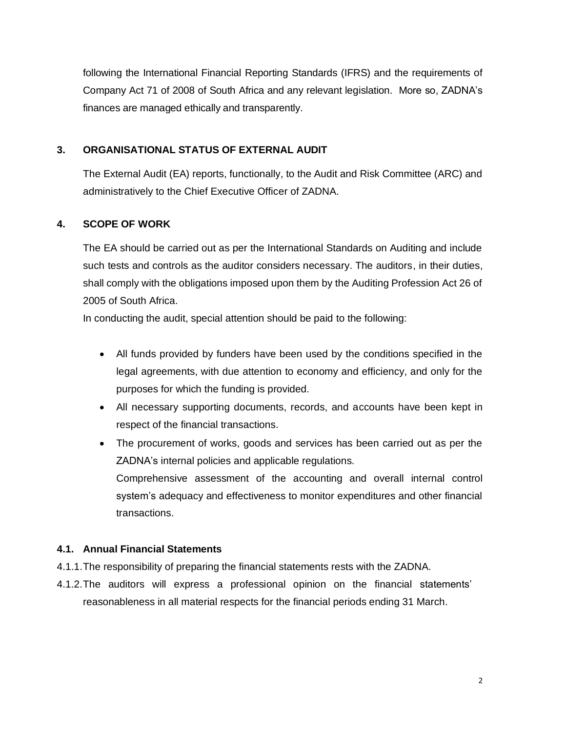following the International Financial Reporting Standards (IFRS) and the requirements of Company Act 71 of 2008 of South Africa and any relevant legislation. More so, ZADNA's finances are managed ethically and transparently.

## 3. ORGANISATIONAL STATUS OF EXTERNAL AUDIT

The External Audit (EA) reports, functionally, to the Audit and Risk Committee (ARC) and administratively to the Chief Executive Officer of ZADNA.

## 4. SCOPE OF WORK

The EA should be carried out as per the International Standards on Auditing and include such tests and controls as the auditor considers necessary. The auditors, in their duties, shall comply with the obligations imposed upon them by the Auditing Profession Act 26 of 2005 of South Africa.

In conducting the audit, special attention should be paid to the following:

- All funds provided by funders have been used by the conditions specified in the legal agreements, with due attention to economy and efficiency, and only for the purposes for which the funding is provided.
- All necessary supporting documents, records, and accounts have been kept in respect of the financial transactions.
- The procurement of works, goods and services has been carried out as per the ZADNA's internal policies and applicable regulations.
  Comprehensive assessment of the accounting and overall internal control system's adequacy and effectiveness to monitor expenditures and other financial transactions.

### 4.1. Annual Financial Statements

4.1.1. The responsibility of preparing the financial statements rests with the ZADNA.

4.1.2. The auditors will express a professional opinion on the financial statements' reasonableness in all material respects for the financial periods ending 31 March.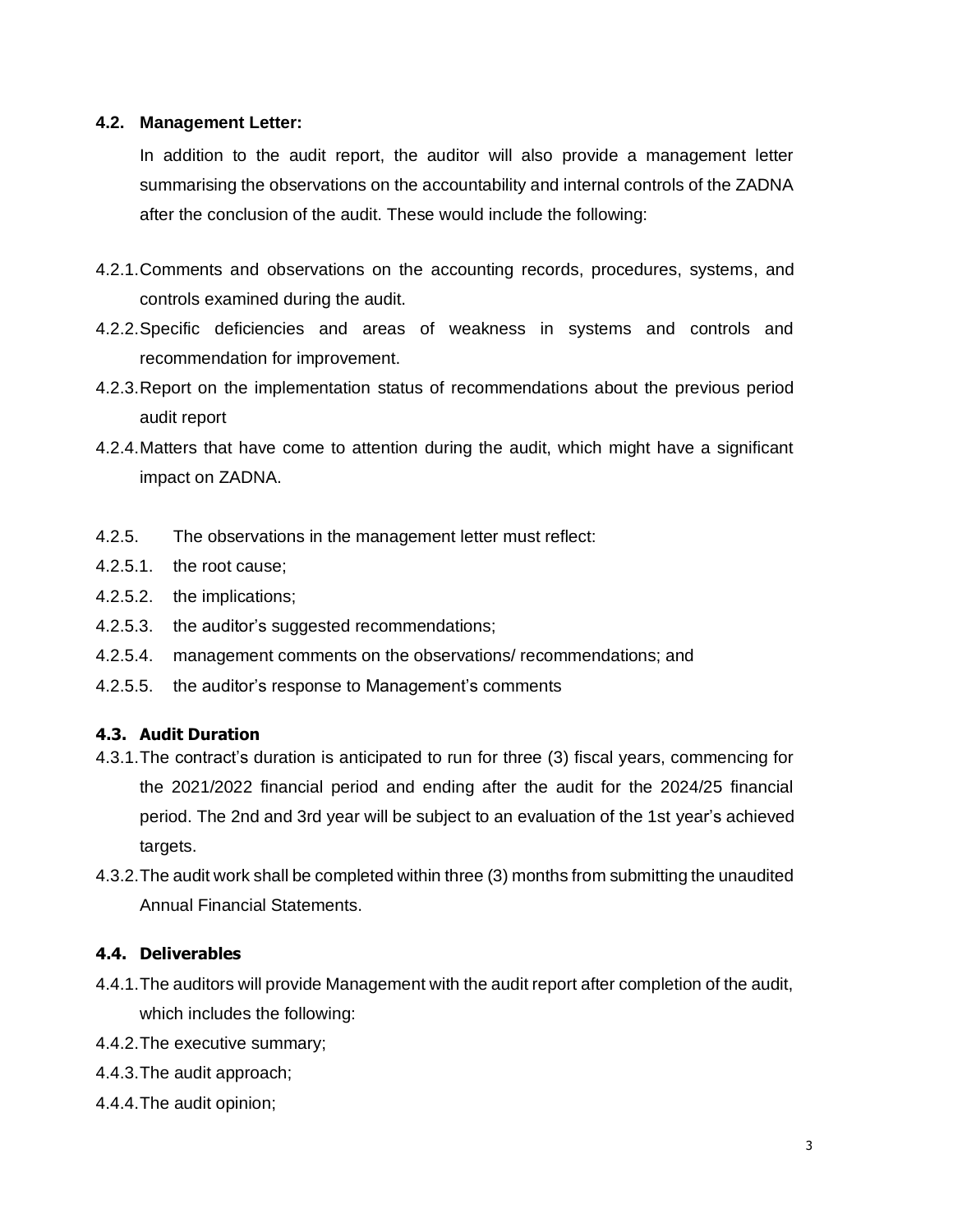### 4.2. Management Letter:

In addition to the audit report, the auditor will also provide a management letter summarising the observations on the accountability and internal controls of the ZADNA after the conclusion of the audit. These would include the following:

4.2.1. Comments and observations on the accounting records, procedures, systems, and controls examined during the audit.

4.2.2. Specific deficiencies and areas of weakness in systems and controls and recommendation for improvement.

4.2.3. Report on the implementation status of recommendations about the previous period audit report

4.2.4. Matters that have come to attention during the audit, which might have a significant impact on ZADNA.

4.2.5. The observations in the management letter must reflect:

4.2.5.1. the root cause;

4.2.5.2. the implications;

4.2.5.3. the auditor's suggested recommendations;

4.2.5.4. management comments on the observations/ recommendations; and

4.2.5.5. the auditor's response to Management's comments

### 4.3. Audit Duration

4.3.1. The contract's duration is anticipated to run for three (3) fiscal years, commencing for the 2021/2022 financial period and ending after the audit for the 2024/25 financial period. The 2nd and 3rd year will be subject to an evaluation of the 1st year's achieved targets.

4.3.2. The audit work shall be completed within three (3) months from submitting the unaudited Annual Financial Statements.

### 4.4. Deliverables

4.4.1. The auditors will provide Management with the audit report after completion of the audit, which includes the following:

4.4.2. The executive summary;

4.4.3. The audit approach;

4.4.4. The audit opinion;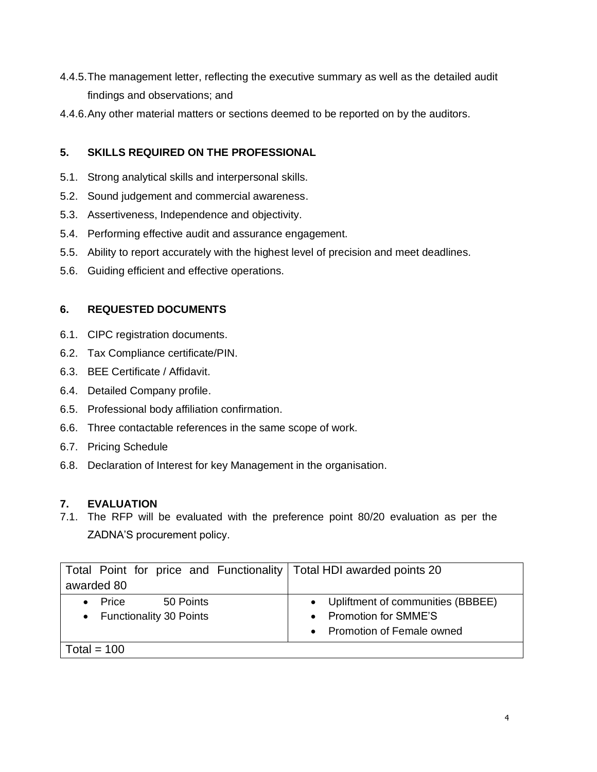4.4.5. The management letter, reflecting the executive summary as well as the detailed audit findings and observations; and

4.4.6. Any other material matters or sections deemed to be reported on by the auditors.

## 5. SKILLS REQUIRED ON THE PROFESSIONAL

5.1. Strong analytical skills and interpersonal skills.

5.2. Sound judgement and commercial awareness.

5.3. Assertiveness, Independence and objectivity.

5.4. Performing effective audit and assurance engagement.

5.5. Ability to report accurately with the highest level of precision and meet deadlines.

5.6. Guiding efficient and effective operations.

## 6. REQUESTED DOCUMENTS

6.1. CIPC registration documents.

6.2. Tax Compliance certificate/PIN.

6.3. BEE Certificate / Affidavit.

6.4. Detailed Company profile.

6.5. Professional body affiliation confirmation.

6.6. Three contactable references in the same scope of work.

6.7. Pricing Schedule

6.8. Declaration of Interest for key Management in the organisation.

## 7. EVALUATION

7.1. The RFP will be evaluated with the preference point 80/20 evaluation as per the ZADNA'S procurement policy.

| Total Point for price and Functionality awarded 80 | Total HDI awarded points 20 |
|---|---|
| • Price 50 Points<br>• Functionality 30 Points | • Upliftment of communities (BBBEE)<br>• Promotion for SMME'S<br>• Promotion of Female owned |
| Total = 100 | |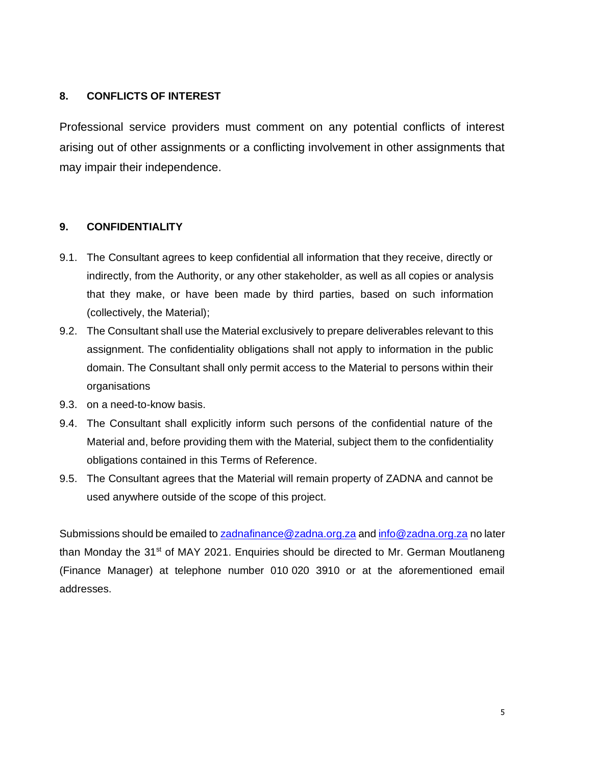## 8. CONFLICTS OF INTEREST

Professional service providers must comment on any potential conflicts of interest arising out of other assignments or a conflicting involvement in other assignments that may impair their independence.

## 9. CONFIDENTIALITY

9.1. The Consultant agrees to keep confidential all information that they receive, directly or indirectly, from the Authority, or any other stakeholder, as well as all copies or analysis that they make, or have been made by third parties, based on such information (collectively, the Material);

9.2. The Consultant shall use the Material exclusively to prepare deliverables relevant to this assignment. The confidentiality obligations shall not apply to information in the public domain. The Consultant shall only permit access to the Material to persons within their organisations

9.3. on a need-to-know basis.

9.4. The Consultant shall explicitly inform such persons of the confidential nature of the Material and, before providing them with the Material, subject them to the confidentiality obligations contained in this Terms of Reference.

9.5. The Consultant agrees that the Material will remain property of ZADNA and cannot be used anywhere outside of the scope of this project.

Submissions should be emailed to zadnafinance@zadna.org.za and info@zadna.org.za no later than Monday the 31st of MAY 2021. Enquiries should be directed to Mr. German Moutlaneng (Finance Manager) at telephone number 010 020 3910 or at the aforementioned email addresses.